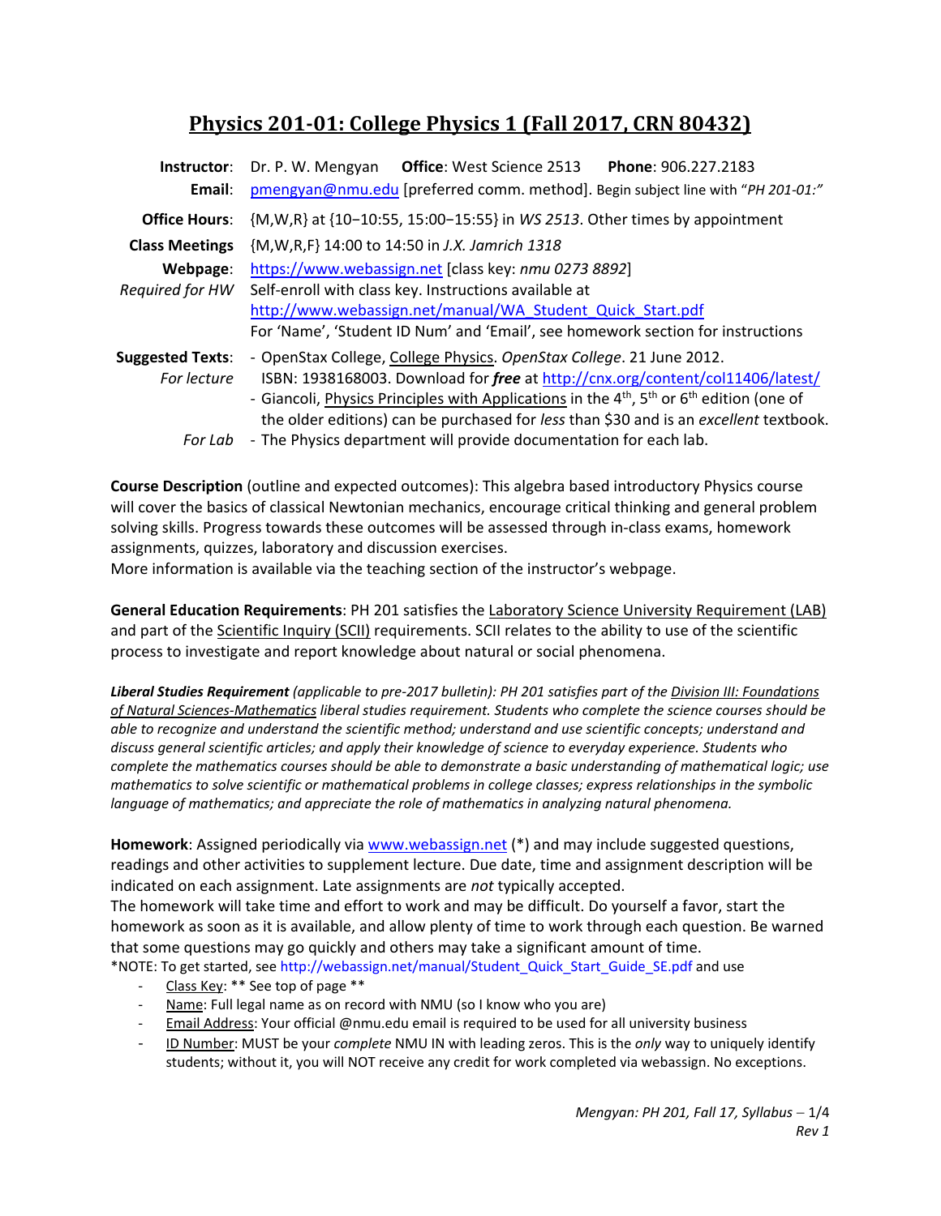# Physics 201-01: College Physics 1 (Fall 2017, CRN 80432)

**Instructor**: Dr. P. W. Mengyan **Office**: West Science 2513 **Phone**: 906.227.2183
**Email**: pmengyan@nmu.edu [preferred comm. method]. Begin subject line with "*PH 201-01:*"

**Office Hours**: {M,W,R} at {10−10:55, 15:00−15:55} in *WS 2513*. Other times by appointment

**Class Meetings** {M,W,R,F} 14:00 to 14:50 in *J.X. Jamrich 1318*

**Webpage**: https://www.webassign.net [class key: *nmu 0273 8892*]
*Required for HW* Self-enroll with class key. Instructions available at http://www.webassign.net/manual/WA_Student_Quick_Start.pdf
For 'Name', 'Student ID Num' and 'Email', see homework section for instructions

**Suggested Texts**:
*For lecture*
- OpenStax College, College Physics. *OpenStax College*. 21 June 2012. ISBN: 1938168003. Download for ***free*** at http://cnx.org/content/col11406/latest/
- Giancoli, Physics Principles with Applications in the 4th, 5th or 6th edition (one of the older editions) can be purchased for *less* than $30 and is an *excellent* textbook.

*For Lab*
- The Physics department will provide documentation for each lab.

**Course Description** (outline and expected outcomes): This algebra based introductory Physics course will cover the basics of classical Newtonian mechanics, encourage critical thinking and general problem solving skills. Progress towards these outcomes will be assessed through in-class exams, homework assignments, quizzes, laboratory and discussion exercises.
More information is available via the teaching section of the instructor's webpage.

**General Education Requirements**: PH 201 satisfies the Laboratory Science University Requirement (LAB) and part of the Scientific Inquiry (SCII) requirements. SCII relates to the ability to use of the scientific process to investigate and report knowledge about natural or social phenomena.

***Liberal Studies Requirement** (applicable to pre-2017 bulletin): PH 201 satisfies part of the Division III: Foundations of Natural Sciences-Mathematics liberal studies requirement. Students who complete the science courses should be able to recognize and understand the scientific method; understand and use scientific concepts; understand and discuss general scientific articles; and apply their knowledge of science to everyday experience. Students who complete the mathematics courses should be able to demonstrate a basic understanding of mathematical logic; use mathematics to solve scientific or mathematical problems in college classes; express relationships in the symbolic language of mathematics; and appreciate the role of mathematics in analyzing natural phenomena.*

**Homework**: Assigned periodically via www.webassign.net (*) and may include suggested questions, readings and other activities to supplement lecture. Due date, time and assignment description will be indicated on each assignment. Late assignments are *not* typically accepted.
The homework will take time and effort to work and may be difficult. Do yourself a favor, start the homework as soon as it is available, and allow plenty of time to work through each question. Be warned that some questions may go quickly and others may take a significant amount of time.
*NOTE: To get started, see http://webassign.net/manual/Student_Quick_Start_Guide_SE.pdf and use

- Class Key: ** See top of page **
- Name: Full legal name as on record with NMU (so I know who you are)
- Email Address: Your official @nmu.edu email is required to be used for all university business
- ID Number: MUST be your *complete* NMU IN with leading zeros. This is the *only* way to uniquely identify students; without it, you will NOT receive any credit for work completed via webassign. No exceptions.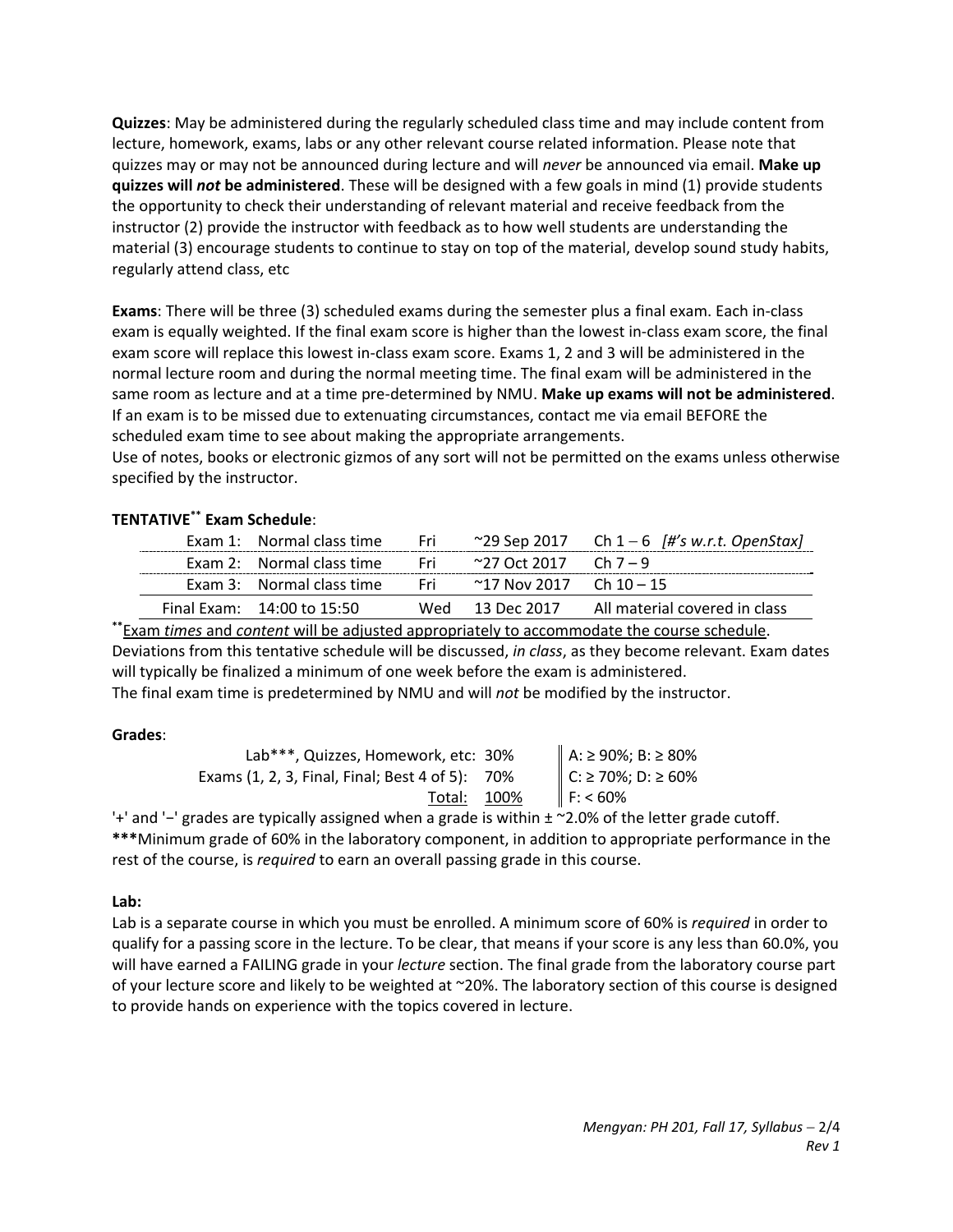**Quizzes**: May be administered during the regularly scheduled class time and may include content from lecture, homework, exams, labs or any other relevant course related information. Please note that quizzes may or may not be announced during lecture and will *never* be announced via email. **Make up quizzes will *not* be administered**. These will be designed with a few goals in mind (1) provide students the opportunity to check their understanding of relevant material and receive feedback from the instructor (2) provide the instructor with feedback as to how well students are understanding the material (3) encourage students to continue to stay on top of the material, develop sound study habits, regularly attend class, etc

**Exams**: There will be three (3) scheduled exams during the semester plus a final exam. Each in-class exam is equally weighted. If the final exam score is higher than the lowest in-class exam score, the final exam score will replace this lowest in-class exam score. Exams 1, 2 and 3 will be administered in the normal lecture room and during the normal meeting time. The final exam will be administered in the same room as lecture and at a time pre-determined by NMU. **Make up exams will not be administered**. If an exam is to be missed due to extenuating circumstances, contact me via email BEFORE the scheduled exam time to see about making the appropriate arrangements.
Use of notes, books or electronic gizmos of any sort will not be permitted on the exams unless otherwise specified by the instructor.

**TENTATIVE\*\* Exam Schedule**:

| | | | | |
|---|---|---|---|---|
| Exam 1: | Normal class time | Fri | ~29 Sep 2017 | Ch 1 – 6 *[#'s w.r.t. OpenStax]* |
| Exam 2: | Normal class time | Fri | ~27 Oct 2017 | Ch 7 – 9 |
| Exam 3: | Normal class time | Fri | ~17 Nov 2017 | Ch 10 – 15 |
| Final Exam: | 14:00 to 15:50 | Wed | 13 Dec 2017 | All material covered in class |

\*\*<u>Exam *times* and *content* will be adjusted appropriately to accommodate the course schedule</u>. Deviations from this tentative schedule will be discussed, *in class*, as they become relevant. Exam dates will typically be finalized a minimum of one week before the exam is administered.
The final exam time is predetermined by NMU and will *not* be modified by the instructor.

**Grades**:

| Component | Weight | Letter Grades |
|---|---|---|
| Lab\*\*\*, Quizzes, Homework, etc: | 30% | A: ≥ 90%; B: ≥ 80% |
| Exams (1, 2, 3, Final, Final; Best 4 of 5): | 70% | C: ≥ 70%; D: ≥ 60% |
| Total: | 100% | F: < 60% |

'+' and '−' grades are typically assigned when a grade is within ± ~2.0% of the letter grade cutoff.
**\*\*\***Minimum grade of 60% in the laboratory component, in addition to appropriate performance in the rest of the course, is *required* to earn an overall passing grade in this course.

**Lab:**
Lab is a separate course in which you must be enrolled. A minimum score of 60% is *required* in order to qualify for a passing score in the lecture. To be clear, that means if your score is any less than 60.0%, you will have earned a FAILING grade in your *lecture* section. The final grade from the laboratory course part of your lecture score and likely to be weighted at ~20%. The laboratory section of this course is designed to provide hands on experience with the topics covered in lecture.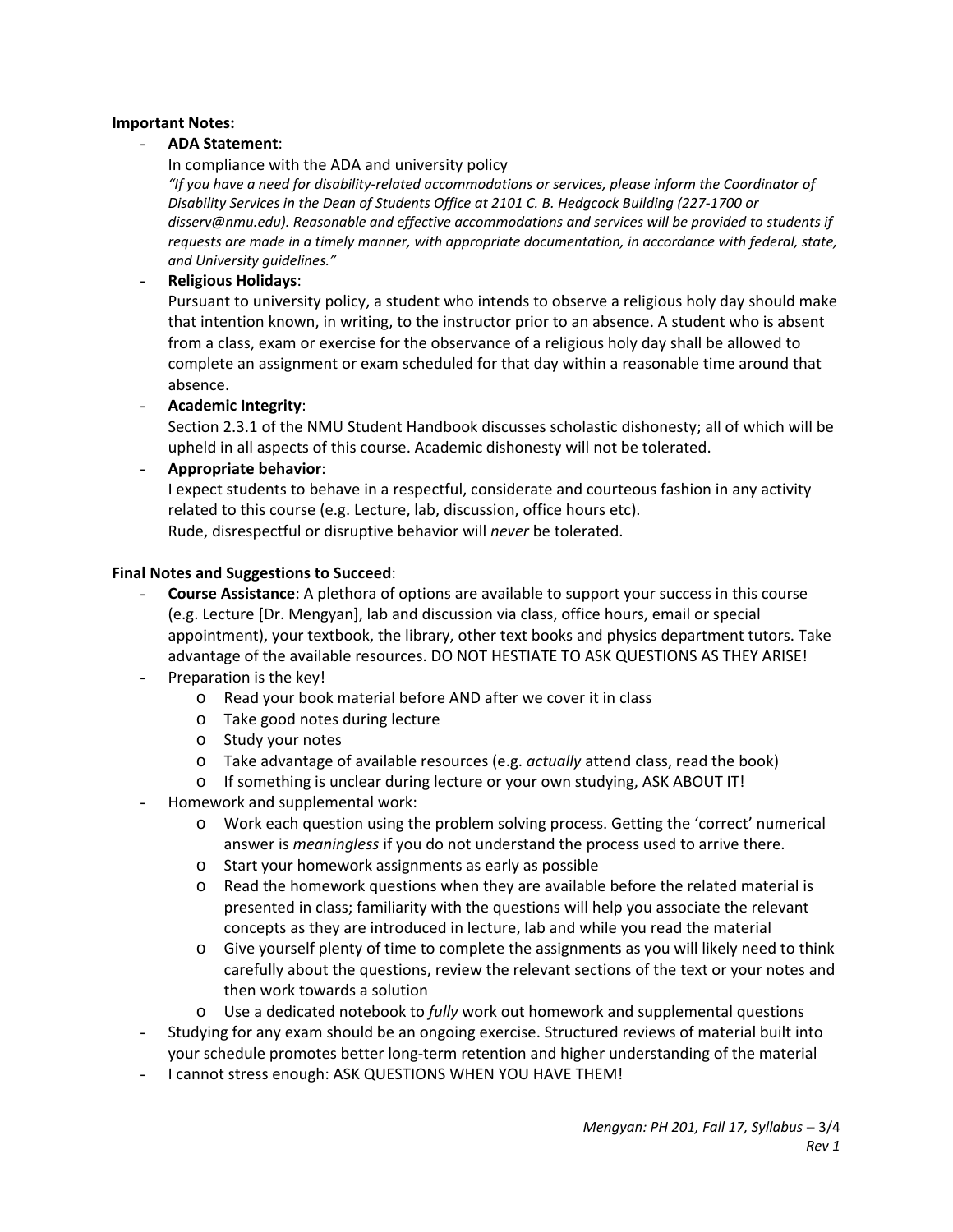**Important Notes:**

- **ADA Statement**:
  In compliance with the ADA and university policy
  *"If you have a need for disability-related accommodations or services, please inform the Coordinator of Disability Services in the Dean of Students Office at 2101 C. B. Hedgcock Building (227-1700 or disserv@nmu.edu). Reasonable and effective accommodations and services will be provided to students if requests are made in a timely manner, with appropriate documentation, in accordance with federal, state, and University guidelines."*
- **Religious Holidays**:
  Pursuant to university policy, a student who intends to observe a religious holy day should make that intention known, in writing, to the instructor prior to an absence. A student who is absent from a class, exam or exercise for the observance of a religious holy day shall be allowed to complete an assignment or exam scheduled for that day within a reasonable time around that absence.
- **Academic Integrity**:
  Section 2.3.1 of the NMU Student Handbook discusses scholastic dishonesty; all of which will be upheld in all aspects of this course. Academic dishonesty will not be tolerated.
- **Appropriate behavior**:
  I expect students to behave in a respectful, considerate and courteous fashion in any activity related to this course (e.g. Lecture, lab, discussion, office hours etc).
  Rude, disrespectful or disruptive behavior will *never* be tolerated.

**Final Notes and Suggestions to Succeed**:

- **Course Assistance**: A plethora of options are available to support your success in this course (e.g. Lecture [Dr. Mengyan], lab and discussion via class, office hours, email or special appointment), your textbook, the library, other text books and physics department tutors. Take advantage of the available resources. DO NOT HESTIATE TO ASK QUESTIONS AS THEY ARISE!
- Preparation is the key!
  - Read your book material before AND after we cover it in class
  - Take good notes during lecture
  - Study your notes
  - Take advantage of available resources (e.g. *actually* attend class, read the book)
  - If something is unclear during lecture or your own studying, ASK ABOUT IT!
- Homework and supplemental work:
  - Work each question using the problem solving process. Getting the 'correct' numerical answer is *meaningless* if you do not understand the process used to arrive there.
  - Start your homework assignments as early as possible
  - Read the homework questions when they are available before the related material is presented in class; familiarity with the questions will help you associate the relevant concepts as they are introduced in lecture, lab and while you read the material
  - Give yourself plenty of time to complete the assignments as you will likely need to think carefully about the questions, review the relevant sections of the text or your notes and then work towards a solution
  - Use a dedicated notebook to *fully* work out homework and supplemental questions
- Studying for any exam should be an ongoing exercise. Structured reviews of material built into your schedule promotes better long-term retention and higher understanding of the material
- I cannot stress enough: ASK QUESTIONS WHEN YOU HAVE THEM!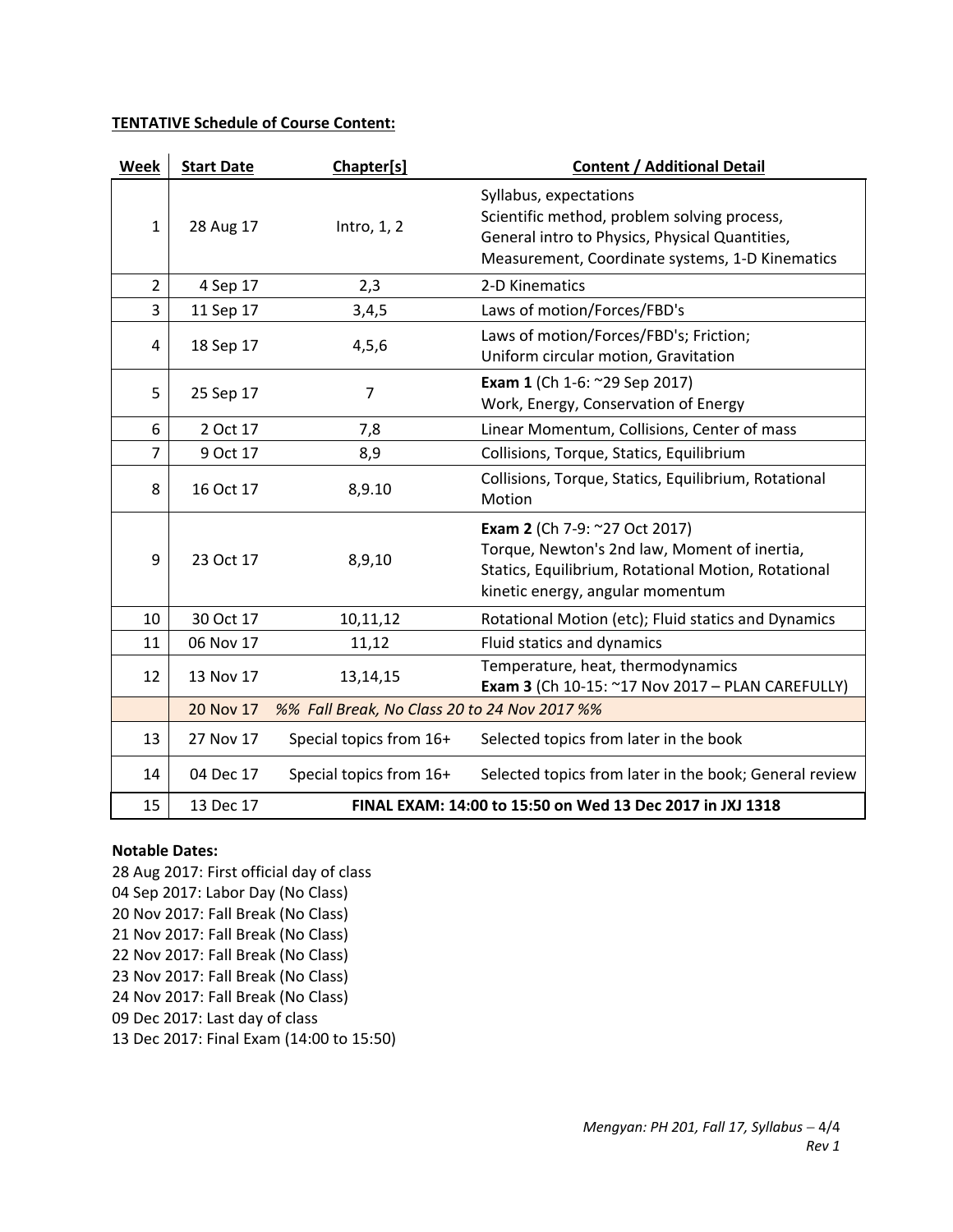**TENTATIVE Schedule of Course Content:**

| Week | Start Date | Chapter[s] | Content / Additional Detail |
|---|---|---|---|
| 1 | 28 Aug 17 | Intro, 1, 2 | Syllabus, expectations<br>Scientific method, problem solving process,<br>General intro to Physics, Physical Quantities,<br>Measurement, Coordinate systems, 1-D Kinematics |
| 2 | 4 Sep 17 | 2,3 | 2-D Kinematics |
| 3 | 11 Sep 17 | 3,4,5 | Laws of motion/Forces/FBD's |
| 4 | 18 Sep 17 | 4,5,6 | Laws of motion/Forces/FBD's; Friction;<br>Uniform circular motion, Gravitation |
| 5 | 25 Sep 17 | 7 | **Exam 1** (Ch 1-6: ~29 Sep 2017)<br>Work, Energy, Conservation of Energy |
| 6 | 2 Oct 17 | 7,8 | Linear Momentum, Collisions, Center of mass |
| 7 | 9 Oct 17 | 8,9 | Collisions, Torque, Statics, Equilibrium |
| 8 | 16 Oct 17 | 8,9.10 | Collisions, Torque, Statics, Equilibrium, Rotational Motion |
| 9 | 23 Oct 17 | 8,9,10 | **Exam 2** (Ch 7-9: ~27 Oct 2017)<br>Torque, Newton's 2nd law, Moment of inertia,<br>Statics, Equilibrium, Rotational Motion, Rotational kinetic energy, angular momentum |
| 10 | 30 Oct 17 | 10,11,12 | Rotational Motion (etc); Fluid statics and Dynamics |
| 11 | 06 Nov 17 | 11,12 | Fluid statics and dynamics |
| 12 | 13 Nov 17 | 13,14,15 | Temperature, heat, thermodynamics<br>**Exam 3** (Ch 10-15: ~17 Nov 2017 – PLAN CAREFULLY) |
| | 20 Nov 17 | *%% Fall Break, No Class 20 to 24 Nov 2017 %%* | |
| 13 | 27 Nov 17 | Special topics from 16+ | Selected topics from later in the book |
| 14 | 04 Dec 17 | Special topics from 16+ | Selected topics from later in the book; General review |
| 15 | 13 Dec 17 | **FINAL EXAM: 14:00 to 15:50 on Wed 13 Dec 2017 in JXJ 1318** | |

**Notable Dates:**

28 Aug 2017: First official day of class
04 Sep 2017: Labor Day (No Class)
20 Nov 2017: Fall Break (No Class)
21 Nov 2017: Fall Break (No Class)
22 Nov 2017: Fall Break (No Class)
23 Nov 2017: Fall Break (No Class)
24 Nov 2017: Fall Break (No Class)
09 Dec 2017: Last day of class
13 Dec 2017: Final Exam (14:00 to 15:50)

*Mengyan: PH 201, Fall 17, Syllabus*
*Rev 1*